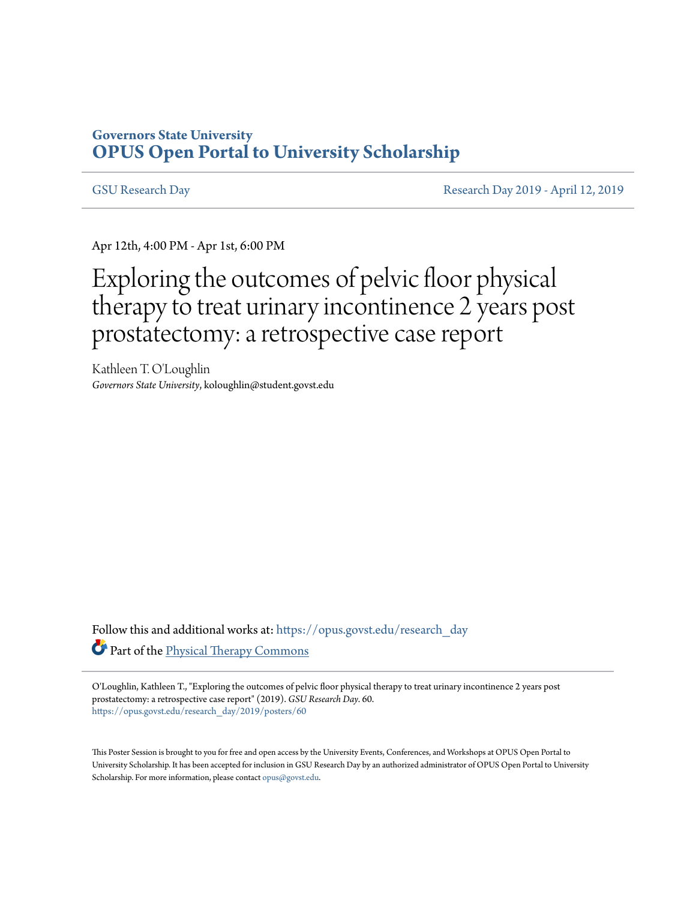Governors State University

**OPUS Open Portal to University Scholarship**

GSU Research Day | Research Day 2019 - April 12, 2019

Apr 12th, 4:00 PM - Apr 1st, 6:00 PM

# Exploring the outcomes of pelvic floor physical therapy to treat urinary incontinence 2 years post prostatectomy: a retrospective case report

Kathleen T. O'Loughlin
*Governors State University*, koloughlin@student.govst.edu

Follow this and additional works at: https://opus.govst.edu/research_day

Part of the Physical Therapy Commons

O'Loughlin, Kathleen T., "Exploring the outcomes of pelvic floor physical therapy to treat urinary incontinence 2 years post prostatectomy: a retrospective case report" (2019). *GSU Research Day*. 60.
https://opus.govst.edu/research_day/2019/posters/60

This Poster Session is brought to you for free and open access by the University Events, Conferences, and Workshops at OPUS Open Portal to University Scholarship. It has been accepted for inclusion in GSU Research Day by an authorized administrator of OPUS Open Portal to University Scholarship. For more information, please contact opus@govst.edu.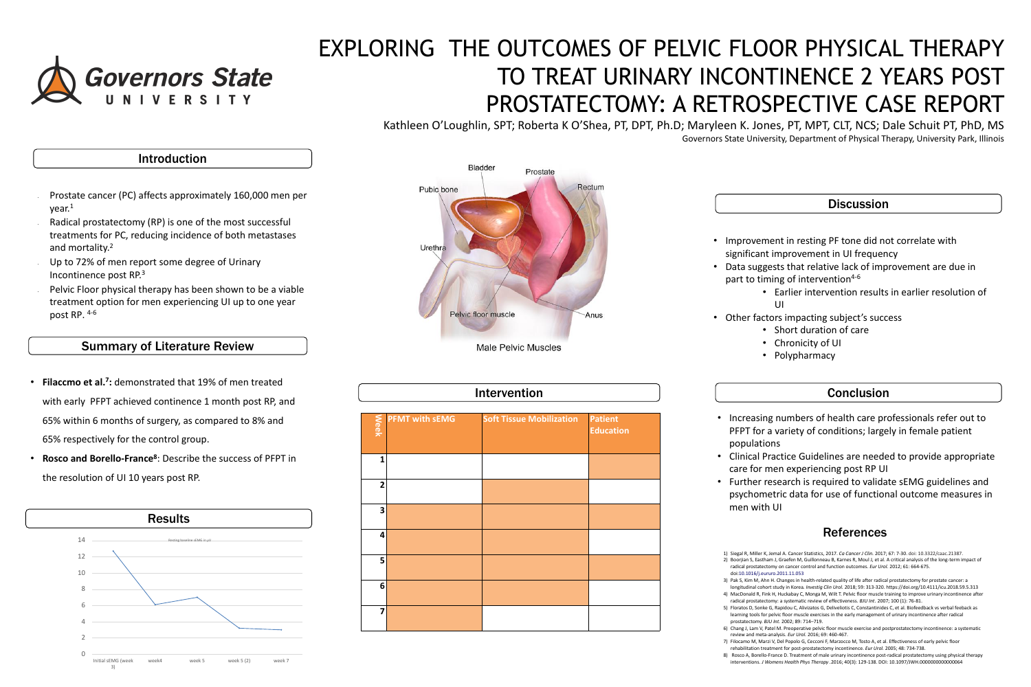# EXPLORING THE OUTCOMES OF PELVIC FLOOR PHYSICAL THERAPY TO TREAT URINARY INCONTINENCE 2 YEARS POST PROSTATECTOMY: A RETROSPECTIVE CASE REPORT

Kathleen O'Loughlin, SPT; Roberta K O'Shea, PT, DPT, Ph.D; Maryleen K. Jones, PT, MPT, CLT, NCS; Dale Schuit PT, PhD, MS

Governors State University, Department of Physical Therapy, University Park, Illinois

## Introduction

- Prostate cancer (PC) affects approximately 160,000 men per year.[1]
- Radical prostatectomy (RP) is one of the most successful treatments for PC, reducing incidence of both metastases and mortality.[2]
- Up to 72% of men report some degree of Urinary Incontinence post RP.[3]
- Pelvic Floor physical therapy has been shown to be a viable treatment option for men experiencing UI up to one year post RP. [4-6]

## Summary of Literature Review

- **Filaccmo et al.[7]:** demonstrated that 19% of men treated with early PFPT achieved continence 1 month post RP, and 65% within 6 months of surgery, as compared to 8% and 65% respectively for the control group.
- **Rosco and Borello-France[8]**: Describe the success of PFPT in the resolution of UI 10 years post RP.

## Results

Resting baseline sEMG in µV

14
12
10
8
6
4
2
0

Initial sEMG (week 3)
week4
week 5
week 5 (2)
week 7

Bladder
Prostate
Pubic bone
Rectum
Urethra
Pelvic floor muscle
Anus

Male Pelvic Muscles

## Intervention

| Week | PFMT with sEMG | Soft Tissue Mobilization | Patient Education |
|---|---|---|---|
| 1 | | | ■ |
| 2 | | ■ | |
| 3 | ■ | ■ | ■ |
| 4 | ■ | ■ | |
| 5 | ■ | ■ | ■ |
| 6 | ■ | ■ | |
| 7 | ■ | | |

## Discussion

- Improvement in resting PF tone did not correlate with significant improvement in UI frequency
- Data suggests that relative lack of improvement are due in part to timing of intervention[4-6]
  - Earlier intervention results in earlier resolution of UI
- Other factors impacting subject's success
  - Short duration of care
  - Chronicity of UI
  - Polypharmacy

## Conclusion

- Increasing numbers of health care professionals refer out to PFPT for a variety of conditions; largely in female patient populations
- Clinical Practice Guidelines are needed to provide appropriate care for men experiencing post RP UI
- Further research is required to validate sEMG guidelines and psychometric data for use of functional outcome measures in men with UI

## References

1) Siegal R, Miller K, Jemal A. Cancer Statistics, 2017. *Ca Cancer J Clin.* 2017; 67: 7-30. doi: 10.3322/caac.21387.
2) Boorjian S, Eastham J, Graefen M, Guillonneau B, Karnes R, Moul J, et al. A critical analysis of the long-term impact of radical prostatectomy on cancer control and function outcomes. *Eur Urol.* 2012; 61: 664-675. doi:10.1016/j.eururo.2011.11.053
3) Pak S, Kim M, Ahn H. Changes in health-related quality of life after radical prostatectomy for prostate cancer: a longitudinal cohort study in Korea. *Investig Clin Urol.* 2018; 59: 313-320. https://doi.org/10.4111/icu.2018.59.5.313
4) MacDonald R, Fink H, Huckabay C, Monga M, Wilt T. Pelvic floor muscle training to improve urinary incontinence after radical prostatectomy: a systematic review of effectiveness. *BJU Int*. 2007; 100 (1): 76-81.
5) Floratos D, Sonke G, Rapidou C, Alivizatos G, Deliveliotis C, Constantinides C, et al. Biofeedback vs verbal feeback as learning tools for pelvic floor muscle exercises in the early management of urinary incontinence after radical prostatectomy. *BJU Int.* 2002; 89: 714–719.
6) Chang J, Lam V, Patel M. Preoperative pelvic floor muscle exercise and postprostatectomy incontinence: a systematic review and meta-analysis. *Eur Urol.* 2016; 69: 460-467.
7) Filocamo M, Marzi V, Del Popolo G, Cecconi F, Marzocco M, Tosto A, et al. Effectiveness of early pelvic floor rehabilitation treatment for post-prostatectomy incontinence. *Eur Urol.* 2005; 48: 734-738.
8) Rosco A, Borello-France D. Treatment of male urinary incontinence post-radical prostatectomy using physical therapy interventions. *J Womens Health Phys Therapy* .2016; 40(3): 129-138. DOI: 10.1097/JWH.0000000000000064